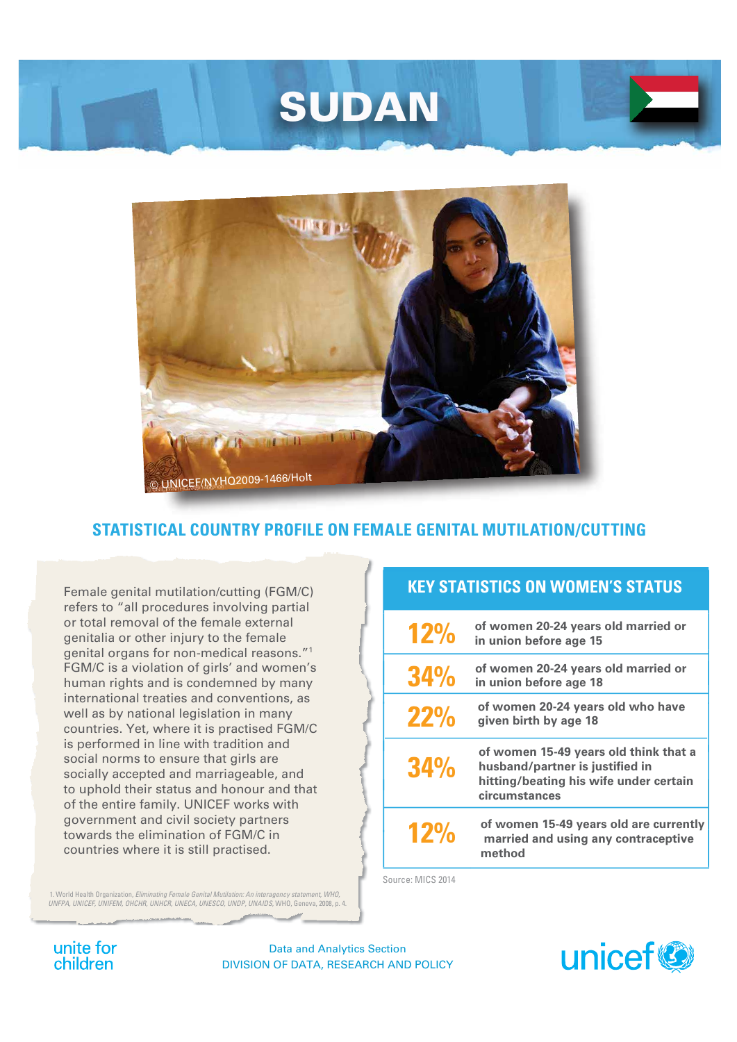# SUDAN

© UNICEF/NYHQ2009-1466/Holt

## STATISTICAL COUNTRY PROFILE ON FEMALE GENITAL MUTILATION/CUTTING

Female genital mutilation/cutting (FGM/C) refers to "all procedures involving partial or total removal of the female external genitalia or other injury to the female genital organs for non-medical reasons."[1] FGM/C is a violation of girls' and women's human rights and is condemned by many international treaties and conventions, as well as by national legislation in many countries. Yet, where it is practised FGM/C is performed in line with tradition and social norms to ensure that girls are socially accepted and marriageable, and to uphold their status and honour and that of the entire family. UNICEF works with government and civil society partners towards the elimination of FGM/C in countries where it is still practised.

1. World Health Organization, *Eliminating Female Genital Mutilation: An interagency statement, WHO, UNFPA, UNICEF, UNIFEM, OHCHR, UNHCR, UNECA, UNESCO, UNDP, UNAIDS*, WHO, Geneva, 2008, p. 4.

### KEY STATISTICS ON WOMEN'S STATUS

| | |
|---|---|
| 12% | of women 20-24 years old married or in union before age 15 |
| 34% | of women 20-24 years old married or in union before age 18 |
| 22% | of women 20-24 years old who have given birth by age 18 |
| 34% | of women 15-49 years old think that a husband/partner is justified in hitting/beating his wife under certain circumstances |
| 12% | of women 15-49 years old are currently married and using any contraceptive method |

Source: MICS 2014

unite for children

Data and Analytics Section
DIVISION OF DATA, RESEARCH AND POLICY

unicef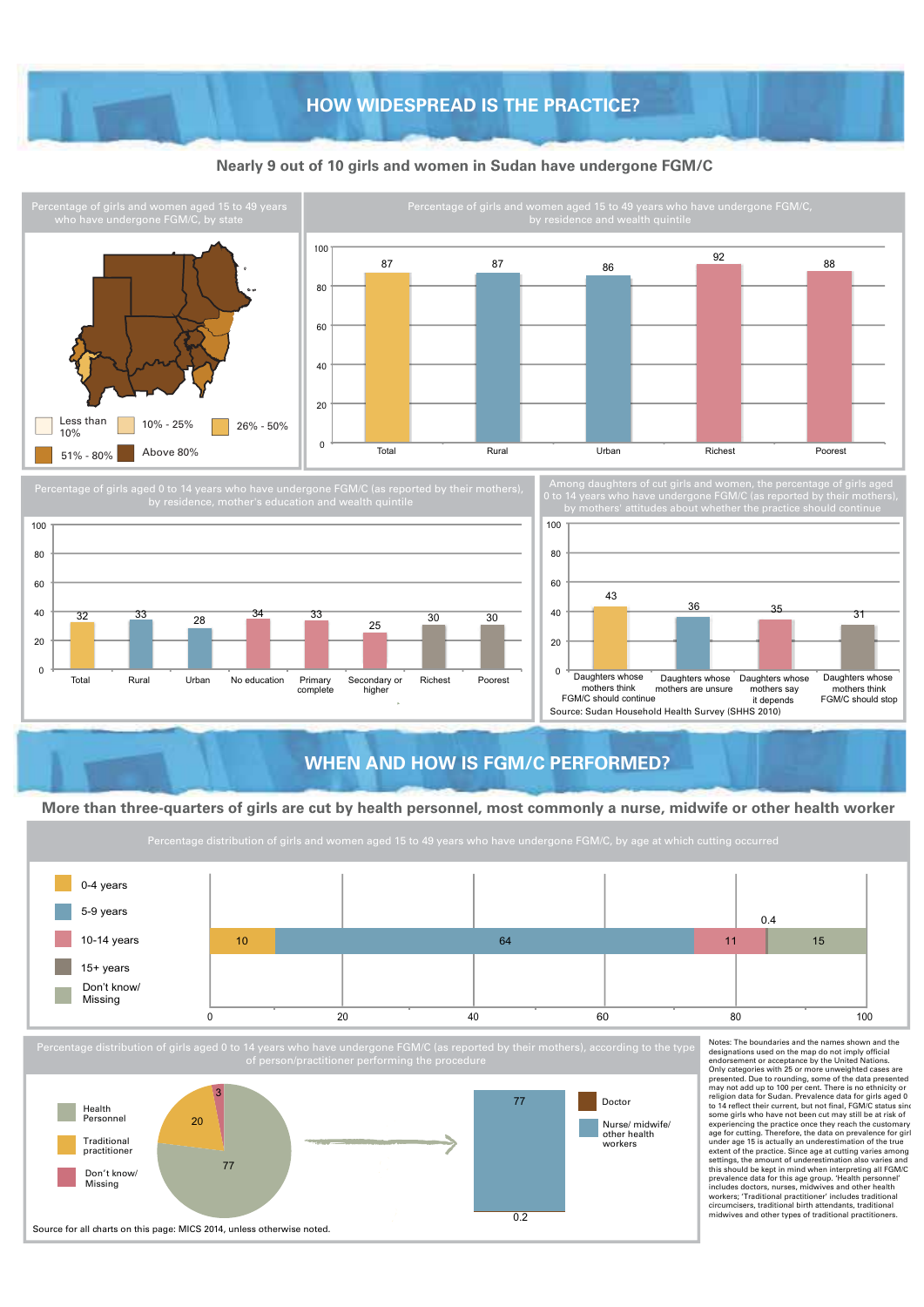# HOW WIDESPREAD IS THE PRACTICE?

## Nearly 9 out of 10 girls and women in Sudan have undergone FGM/C

**Percentage of girls and women aged 15 to 49 years who have undergone FGM/C, by state**

Less than 10% | 10% - 25% | 26% - 50% | 51% - 80% | Above 80%

**Percentage of girls and women aged 15 to 49 years who have undergone FGM/C, by residence and wealth quintile**

| Total | Rural | Urban | Richest | Poorest |
|---|---|---|---|---|
| 87 | 87 | 86 | 92 | 88 |

**Percentage of girls aged 0 to 14 years who have undergone FGM/C (as reported by their mothers), by residence, mother's education and wealth quintile**

| Total | Rural | Urban | No education | Primary complete | Secondary or higher | Richest | Poorest |
|---|---|---|---|---|---|---|---|
| 32 | 33 | 28 | 34 | 33 | 25 | 30 | 30 |

**Among daughters of cut girls and women, the percentage of girls aged 0 to 14 years who have undergone FGM/C (as reported by their mothers), by mothers' attitudes about whether the practice should continue**

| Daughters whose mothers think FGM/C should continue | Daughters whose mothers are unsure | Daughters whose mothers say it depends | Daughters whose mothers think FGM/C should stop |
|---|---|---|---|
| 43 | 36 | 35 | 31 |

Source: Sudan Household Health Survey (SHHS 2010)

# WHEN AND HOW IS FGM/C PERFORMED?

## More than three-quarters of girls are cut by health personnel, most commonly a nurse, midwife or other health worker

**Percentage distribution of girls and women aged 15 to 49 years who have undergone FGM/C, by age at which cutting occurred**

| 0-4 years | 5-9 years | 10-14 years | 15+ years | Don't know/ Missing |
|---|---|---|---|---|
| 10 | 64 | 11 | 0.4 | 15 |

**Percentage distribution of girls aged 0 to 14 years who have undergone FGM/C (as reported by their mothers), according to the type of person/practitioner performing the procedure**

| Health Personnel | Traditional practitioner | Don't know/ Missing |
|---|---|---|
| 77 | 20 | 3 |

Health personnel breakdown:

| Doctor | Nurse/ midwife/ other health workers |
|---|---|
| 0.2 | 77 |

Source for all charts on this page: MICS 2014, unless otherwise noted.

Notes: The boundaries and the names shown and the designations used on the map do not imply official endorsement or acceptance by the United Nations. Only categories with 25 or more unweighted cases are presented. Due to rounding, some of the data presented may not add up to 100 per cent. There is no ethnicity or religion data for Sudan. Prevalence data for girls aged 0 to 14 reflect their current, but not final, FGM/C status since some girls who have not been cut may still be at risk of experiencing the practice once they reach the customary age for cutting. Therefore, the data on prevalence for girls under age 15 is actually an underestimation of the true extent of the practice. Since age at cutting varies among settings, the amount of underestimation also varies and this should be kept in mind when interpreting all FGM/C prevalence data for this age group. 'Health personnel' includes doctors, nurses, midwives and other health workers; 'Traditional practitioner' includes traditional circumcisers, traditional birth attendants, traditional midwives and other types of traditional practitioners.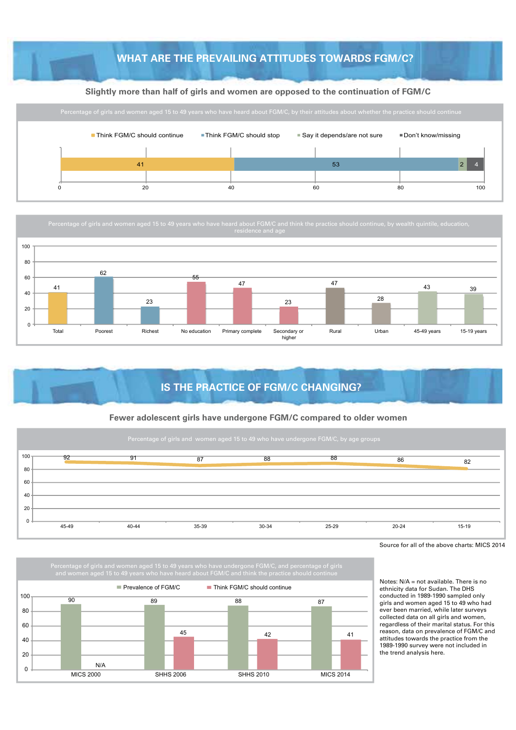## WHAT ARE THE PREVAILING ATTITUDES TOWARDS FGM/C?

### Slightly more than half of girls and women are opposed to the continuation of FGM/C

Percentage of girls and women aged 15 to 49 years who have heard about FGM/C, by their attitudes about whether the practice should continue

| Think FGM/C should continue | Think FGM/C should stop | Say it depends/are not sure | Don't know/missing |
|---|---|---|---|
| 41 | 53 | 2 | 4 |

Percentage of girls and women aged 15 to 49 years who have heard about FGM/C and think the practice should continue, by wealth quintile, education, residence and age

| Total | Poorest | Richest | No education | Primary complete | Secondary or higher | Rural | Urban | 45-49 years | 15-19 years |
|---|---|---|---|---|---|---|---|---|---|
| 41 | 62 | 23 | 55 | 47 | 23 | 47 | 28 | 43 | 39 |

## IS THE PRACTICE OF FGM/C CHANGING?

### Fewer adolescent girls have undergone FGM/C compared to older women

Percentage of girls and women aged 15 to 49 who have undergone FGM/C, by age groups

| 45-49 | 40-44 | 35-39 | 30-34 | 25-29 | 20-24 | 15-19 |
|---|---|---|---|---|---|---|
| 92 | 91 | 87 | 88 | 88 | 86 | 82 |

Source for all of the above charts: MICS 2014

Percentage of girls and women aged 15 to 49 years who have undergone FGM/C, and percentage of girls and women aged 15 to 49 years who have heard about FGM/C and think the practice should continue

| | Prevalence of FGM/C | Think FGM/C should continue |
|---|---|---|
| MICS 2000 | 90 | N/A |
| SHHS 2006 | 89 | 45 |
| SHHS 2010 | 88 | 42 |
| MICS 2014 | 87 | 41 |

Notes: N/A = not available. There is no ethnicity data for Sudan. The DHS conducted in 1989-1990 sampled only girls and women aged 15 to 49 who had ever been married, while later surveys collected data on all girls and women, regardless of their marital status. For this reason, data on prevalence of FGM/C and attitudes towards the practice from the 1989-1990 survey were not included in the trend analysis here.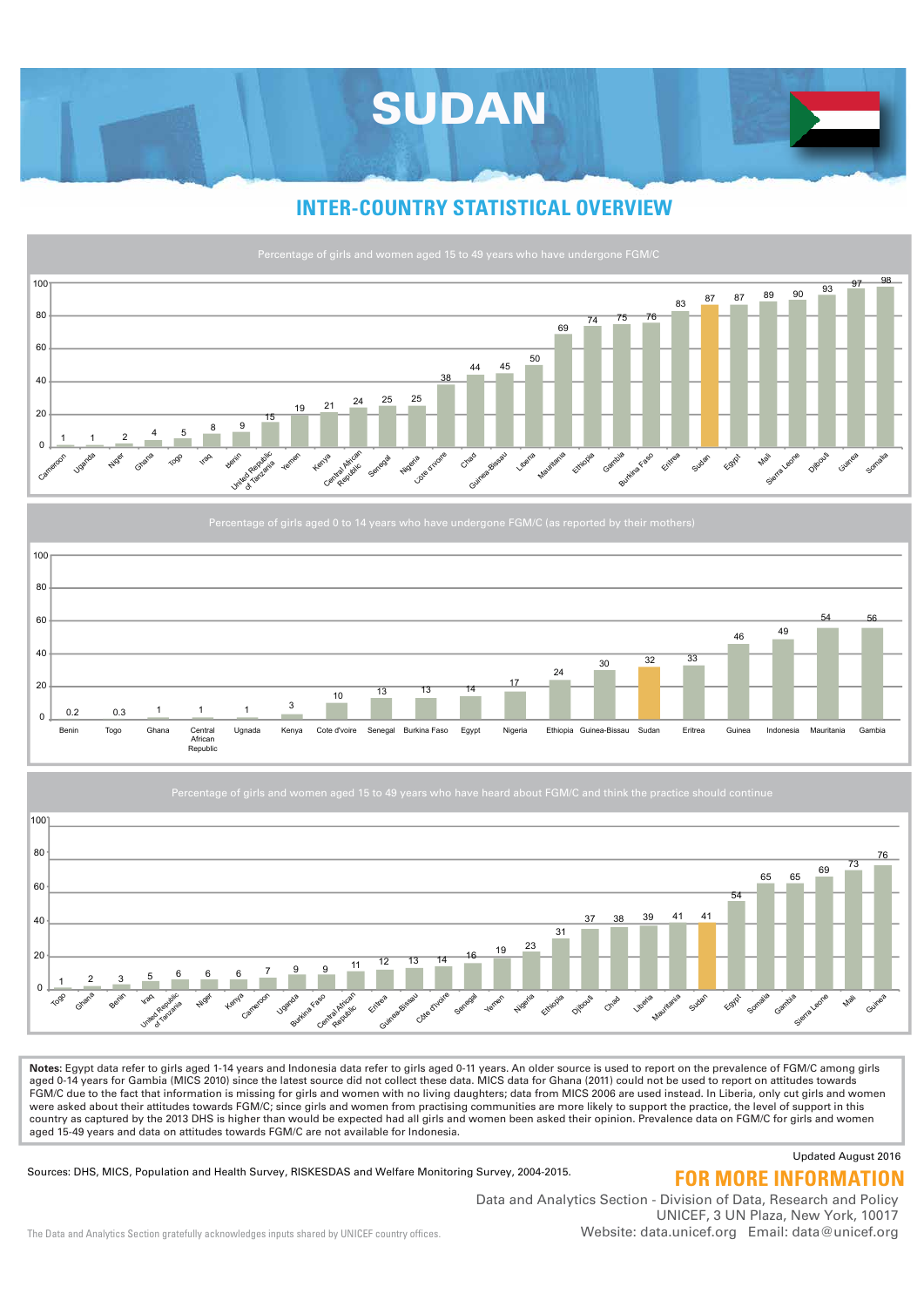# SUDAN

## INTER-COUNTRY STATISTICAL OVERVIEW

Percentage of girls and women aged 15 to 49 years who have undergone FGM/C

100
80
60
40
20
0

1 1 2 4 5 8 9 15 19 21 24 25 25 38 44 45 50 69 74 75 76 83 87 87 89 90 93 97 98

Cameroon, Uganda, Niger, Ghana, Togo, Iraq, Benin, United Republic of Tanzania, Yemen, Kenya, Central African Republic, Senegal, Nigeria, Cote d'Ivoire, Chad, Guinea-Bissau, Liberia, Mauritania, Ethiopia, Gambia, Burkina Faso, Eritrea, Sudan, Egypt, Mali, Sierra Leone, Djibouti, Guinea, Somalia

Percentage of girls aged 0 to 14 years who have undergone FGM/C (as reported by their mothers)

100
80
60
40
20
0

0.2 0.3 1 1 1 3 10 13 13 14 17 24 30 32 33 46 49 54 56

Benin, Togo, Ghana, Central African Republic, Ugnada, Kenya, Cote d'Ivoire, Senegal, Burkina Faso, Egypt, Nigeria, Ethiopia, Guinea-Bissau, Sudan, Eritrea, Guinea, Indonesia, Mauritania, Gambia

Percentage of girls and women aged 15 to 49 years who have heard about FGM/C and think the practice should continue

100
80
60
40
20
0

1 2 3 5 6 6 6 7 9 9 11 12 13 14 16 19 23 31 37 38 39 41 41 54 65 65 69 73 76

Togo, Ghana, Benin, Iraq, United Republic of Tanzania, Niger, Kenya, Cameroon, Uganda, Burkina Faso, Central African Republic, Eritrea, Guinea-Bissau, Côte d'Ivoire, Senegal, Yemen, Nigeria, Ethiopia, Djibouti, Chad, Liberia, Mauritania, Sudan, Egypt, Somalia, Gambia, Sierra Leone, Mali, Guinea

**Notes:** Egypt data refer to girls aged 1-14 years and Indonesia data refer to girls aged 0-11 years. An older source is used to report on the prevalence of FGM/C among girls aged 0-14 years for Gambia (MICS 2010) since the latest source did not collect these data. MICS data for Ghana (2011) could not be used to report on attitudes towards FGM/C due to the fact that information is missing for girls and women with no living daughters; data from MICS 2006 are used instead. In Liberia, only cut girls and women were asked about their attitudes towards FGM/C; since girls and women from practising communities are more likely to support the practice, the level of support in this country as captured by the 2013 DHS is higher than would be expected had all girls and women been asked their opinion. Prevalence data on FGM/C for girls and women aged 15-49 years and data on attitudes towards FGM/C are not available for Indonesia.

Sources: DHS, MICS, Population and Health Survey, RISKESDAS and Welfare Monitoring Survey, 2004-2015.

Updated August 2016

## FOR MORE INFORMATION

Data and Analytics Section - Division of Data, Research and Policy
UNICEF, 3 UN Plaza, New York, 10017
Website: data.unicef.org Email: data@unicef.org

The Data and Analytics Section gratefully acknowledges inputs shared by UNICEF country offices.